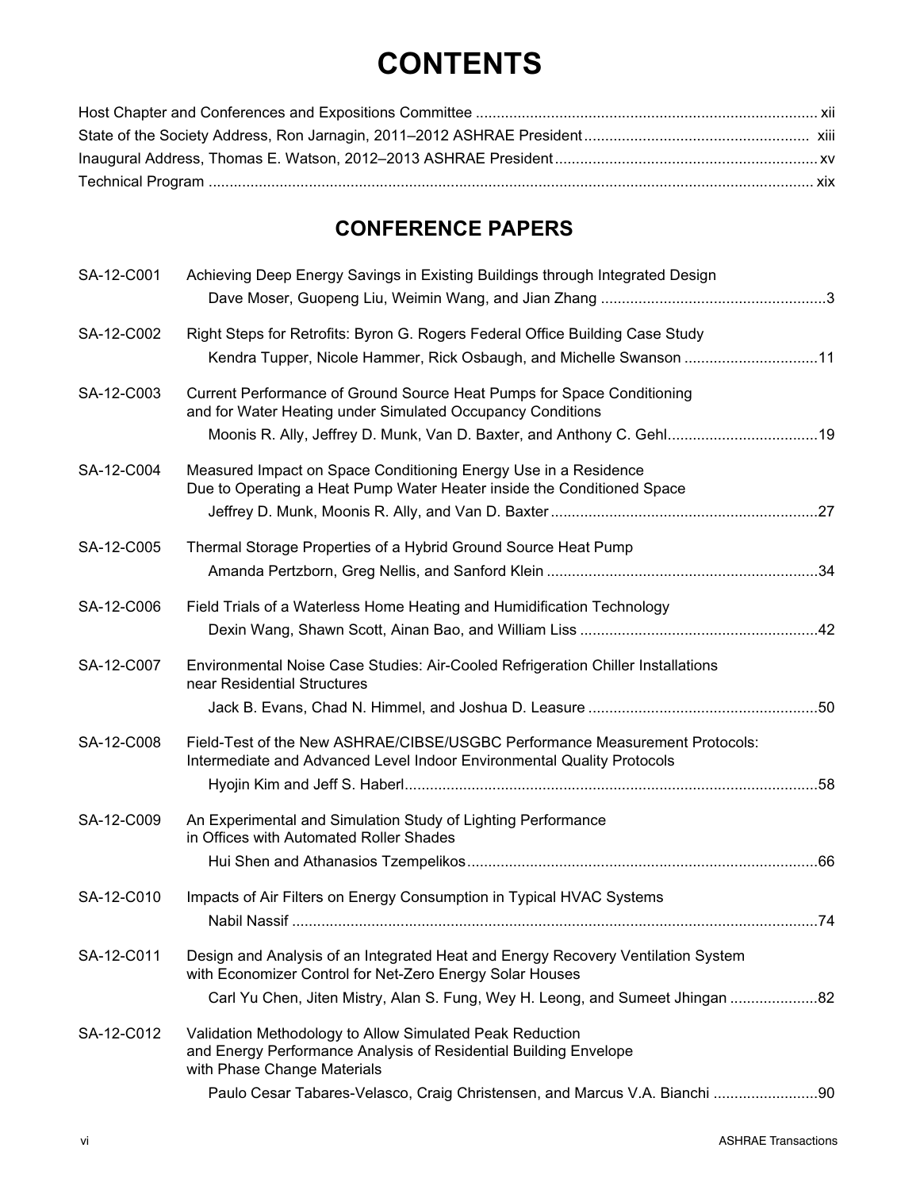# CONTENTS

Host Chapter and Conferences and Expositions Committee ..... xii
State of the Society Address, Ron Jarnagin, 2011–2012 ASHRAE President ..... xiii
Inaugural Address, Thomas E. Watson, 2012–2013 ASHRAE President ..... xv
Technical Program ..... xix

## CONFERENCE PAPERS

SA-12-C001 Achieving Deep Energy Savings in Existing Buildings through Integrated Design
Dave Moser, Guopeng Liu, Weimin Wang, and Jian Zhang ..... 3

SA-12-C002 Right Steps for Retrofits: Byron G. Rogers Federal Office Building Case Study
Kendra Tupper, Nicole Hammer, Rick Osbaugh, and Michelle Swanson ..... 11

SA-12-C003 Current Performance of Ground Source Heat Pumps for Space Conditioning and for Water Heating under Simulated Occupancy Conditions
Moonis R. Ally, Jeffrey D. Munk, Van D. Baxter, and Anthony C. Gehl ..... 19

SA-12-C004 Measured Impact on Space Conditioning Energy Use in a Residence Due to Operating a Heat Pump Water Heater inside the Conditioned Space
Jeffrey D. Munk, Moonis R. Ally, and Van D. Baxter ..... 27

SA-12-C005 Thermal Storage Properties of a Hybrid Ground Source Heat Pump
Amanda Pertzborn, Greg Nellis, and Sanford Klein ..... 34

SA-12-C006 Field Trials of a Waterless Home Heating and Humidification Technology
Dexin Wang, Shawn Scott, Ainan Bao, and William Liss ..... 42

SA-12-C007 Environmental Noise Case Studies: Air-Cooled Refrigeration Chiller Installations near Residential Structures
Jack B. Evans, Chad N. Himmel, and Joshua D. Leasure ..... 50

SA-12-C008 Field-Test of the New ASHRAE/CIBSE/USGBC Performance Measurement Protocols: Intermediate and Advanced Level Indoor Environmental Quality Protocols
Hyojin Kim and Jeff S. Haberl ..... 58

SA-12-C009 An Experimental and Simulation Study of Lighting Performance in Offices with Automated Roller Shades
Hui Shen and Athanasios Tzempelikos ..... 66

SA-12-C010 Impacts of Air Filters on Energy Consumption in Typical HVAC Systems
Nabil Nassif ..... 74

SA-12-C011 Design and Analysis of an Integrated Heat and Energy Recovery Ventilation System with Economizer Control for Net-Zero Energy Solar Houses
Carl Yu Chen, Jiten Mistry, Alan S. Fung, Wey H. Leong, and Sumeet Jhingan ..... 82

SA-12-C012 Validation Methodology to Allow Simulated Peak Reduction and Energy Performance Analysis of Residential Building Envelope with Phase Change Materials
Paulo Cesar Tabares-Velasco, Craig Christensen, and Marcus V.A. Bianchi ..... 90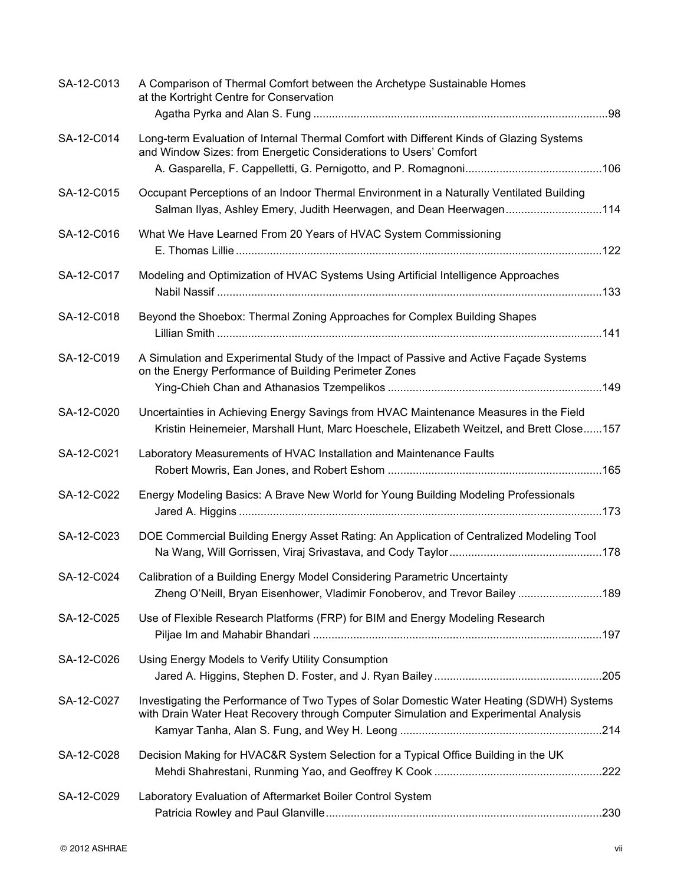SA-12-C013 A Comparison of Thermal Comfort between the Archetype Sustainable Homes at the Kortright Centre for Conservation
Agatha Pyrka and Alan S. Fung ..... 98

SA-12-C014 Long-term Evaluation of Internal Thermal Comfort with Different Kinds of Glazing Systems and Window Sizes: from Energetic Considerations to Users' Comfort
A. Gasparella, F. Cappelletti, G. Pernigotto, and P. Romagnoni ..... 106

SA-12-C015 Occupant Perceptions of an Indoor Thermal Environment in a Naturally Ventilated Building
Salman Ilyas, Ashley Emery, Judith Heerwagen, and Dean Heerwagen ..... 114

SA-12-C016 What We Have Learned From 20 Years of HVAC System Commissioning
E. Thomas Lillie ..... 122

SA-12-C017 Modeling and Optimization of HVAC Systems Using Artificial Intelligence Approaches
Nabil Nassif ..... 133

SA-12-C018 Beyond the Shoebox: Thermal Zoning Approaches for Complex Building Shapes
Lillian Smith ..... 141

SA-12-C019 A Simulation and Experimental Study of the Impact of Passive and Active Façade Systems on the Energy Performance of Building Perimeter Zones
Ying-Chieh Chan and Athanasios Tzempelikos ..... 149

SA-12-C020 Uncertainties in Achieving Energy Savings from HVAC Maintenance Measures in the Field
Kristin Heinemeier, Marshall Hunt, Marc Hoeschele, Elizabeth Weitzel, and Brett Close ..... 157

SA-12-C021 Laboratory Measurements of HVAC Installation and Maintenance Faults
Robert Mowris, Ean Jones, and Robert Eshom ..... 165

SA-12-C022 Energy Modeling Basics: A Brave New World for Young Building Modeling Professionals
Jared A. Higgins ..... 173

SA-12-C023 DOE Commercial Building Energy Asset Rating: An Application of Centralized Modeling Tool
Na Wang, Will Gorrissen, Viraj Srivastava, and Cody Taylor ..... 178

SA-12-C024 Calibration of a Building Energy Model Considering Parametric Uncertainty
Zheng O'Neill, Bryan Eisenhower, Vladimir Fonoberov, and Trevor Bailey ..... 189

SA-12-C025 Use of Flexible Research Platforms (FRP) for BIM and Energy Modeling Research
Piljae Im and Mahabir Bhandari ..... 197

SA-12-C026 Using Energy Models to Verify Utility Consumption
Jared A. Higgins, Stephen D. Foster, and J. Ryan Bailey ..... 205

SA-12-C027 Investigating the Performance of Two Types of Solar Domestic Water Heating (SDWH) Systems with Drain Water Heat Recovery through Computer Simulation and Experimental Analysis
Kamyar Tanha, Alan S. Fung, and Wey H. Leong ..... 214

SA-12-C028 Decision Making for HVAC&R System Selection for a Typical Office Building in the UK
Mehdi Shahrestani, Runming Yao, and Geoffrey K Cook ..... 222

SA-12-C029 Laboratory Evaluation of Aftermarket Boiler Control System
Patricia Rowley and Paul Glanville ..... 230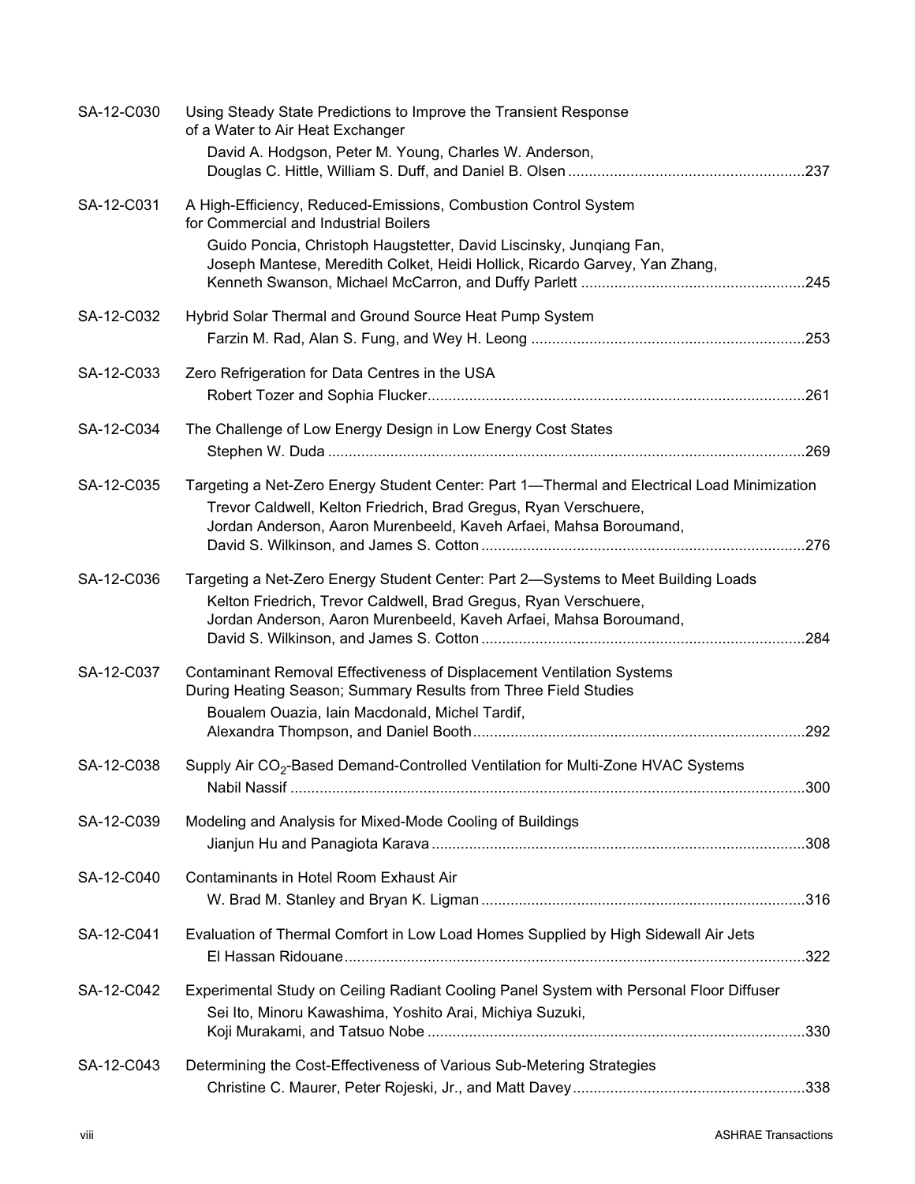SA-12-C030 Using Steady State Predictions to Improve the Transient Response of a Water to Air Heat Exchanger
David A. Hodgson, Peter M. Young, Charles W. Anderson, Douglas C. Hittle, William S. Duff, and Daniel B. Olsen ........................................................237

SA-12-C031 A High-Efficiency, Reduced-Emissions, Combustion Control System for Commercial and Industrial Boilers
Guido Poncia, Christoph Haugstetter, David Liscinsky, Junqiang Fan, Joseph Mantese, Meredith Colket, Heidi Hollick, Ricardo Garvey, Yan Zhang, Kenneth Swanson, Michael McCarron, and Duffy Parlett .....................................................245

SA-12-C032 Hybrid Solar Thermal and Ground Source Heat Pump System
Farzin M. Rad, Alan S. Fung, and Wey H. Leong .................................................................253

SA-12-C033 Zero Refrigeration for Data Centres in the USA
Robert Tozer and Sophia Flucker.........................................................................................261

SA-12-C034 The Challenge of Low Energy Design in Low Energy Cost States
Stephen W. Duda .................................................................................................................269

SA-12-C035 Targeting a Net-Zero Energy Student Center: Part 1—Thermal and Electrical Load Minimization
Trevor Caldwell, Kelton Friedrich, Brad Gregus, Ryan Verschuere, Jordan Anderson, Aaron Murenbeeld, Kaveh Arfaei, Mahsa Boroumand, David S. Wilkinson, and James S. Cotton .............................................................................276

SA-12-C036 Targeting a Net-Zero Energy Student Center: Part 2—Systems to Meet Building Loads
Kelton Friedrich, Trevor Caldwell, Brad Gregus, Ryan Verschuere, Jordan Anderson, Aaron Murenbeeld, Kaveh Arfaei, Mahsa Boroumand, David S. Wilkinson, and James S. Cotton .............................................................................284

SA-12-C037 Contaminant Removal Effectiveness of Displacement Ventilation Systems During Heating Season; Summary Results from Three Field Studies
Boualem Ouazia, Iain Macdonald, Michel Tardif, Alexandra Thompson, and Daniel Booth...............................................................................292

SA-12-C038 Supply Air $CO_2$-Based Demand-Controlled Ventilation for Multi-Zone HVAC Systems
Nabil Nassif ..........................................................................................................................300

SA-12-C039 Modeling and Analysis for Mixed-Mode Cooling of Buildings
Jianjun Hu and Panagiota Karava .........................................................................................308

SA-12-C040 Contaminants in Hotel Room Exhaust Air
W. Brad M. Stanley and Bryan K. Ligman .............................................................................316

SA-12-C041 Evaluation of Thermal Comfort in Low Load Homes Supplied by High Sidewall Air Jets
El Hassan Ridouane..............................................................................................................322

SA-12-C042 Experimental Study on Ceiling Radiant Cooling Panel System with Personal Floor Diffuser
Sei Ito, Minoru Kawashima, Yoshito Arai, Michiya Suzuki, Koji Murakami, and Tatsuo Nobe ..........................................................................................330

SA-12-C043 Determining the Cost-Effectiveness of Various Sub-Metering Strategies
Christine C. Maurer, Peter Rojeski, Jr., and Matt Davey.......................................................338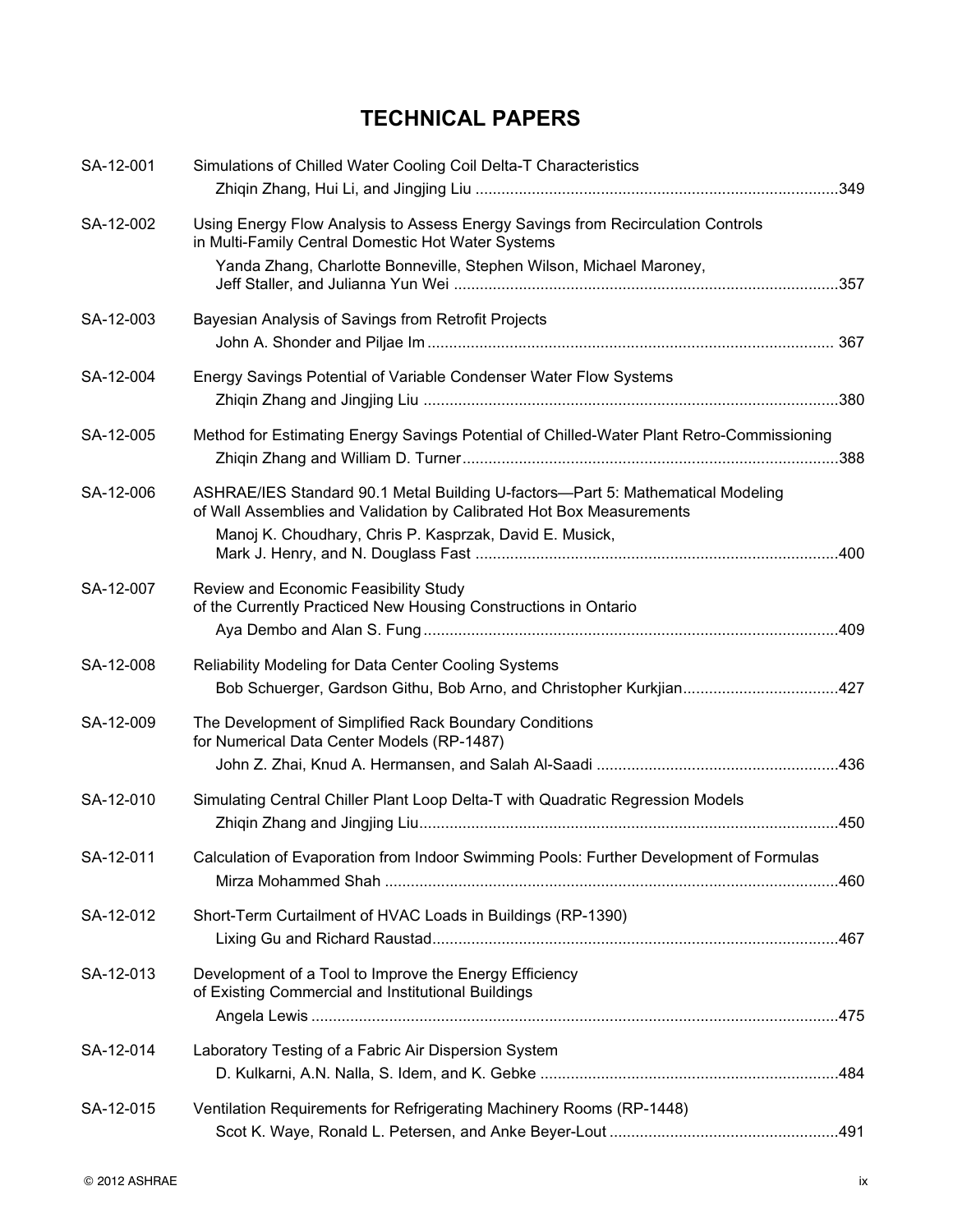# TECHNICAL PAPERS

SA-12-001 Simulations of Chilled Water Cooling Coil Delta-T Characteristics
Zhiqin Zhang, Hui Li, and Jingjing Liu ....................................................................................349

SA-12-002 Using Energy Flow Analysis to Assess Energy Savings from Recirculation Controls in Multi-Family Central Domestic Hot Water Systems
Yanda Zhang, Charlotte Bonneville, Stephen Wilson, Michael Maroney, Jeff Staller, and Julianna Yun Wei ........................................................................................357

SA-12-003 Bayesian Analysis of Savings from Retrofit Projects
John A. Shonder and Piljae Im ............................................................................................. 367

SA-12-004 Energy Savings Potential of Variable Condenser Water Flow Systems
Zhiqin Zhang and Jingjing Liu ...............................................................................................380

SA-12-005 Method for Estimating Energy Savings Potential of Chilled-Water Plant Retro-Commissioning
Zhiqin Zhang and William D. Turner......................................................................................388

SA-12-006 ASHRAE/IES Standard 90.1 Metal Building U-factors—Part 5: Mathematical Modeling of Wall Assemblies and Validation by Calibrated Hot Box Measurements
Manoj K. Choudhary, Chris P. Kasprzak, David E. Musick, Mark J. Henry, and N. Douglass Fast ...................................................................................400

SA-12-007 Review and Economic Feasibility Study of the Currently Practiced New Housing Constructions in Ontario
Aya Dembo and Alan S. Fung ...............................................................................................409

SA-12-008 Reliability Modeling for Data Center Cooling Systems
Bob Schuerger, Gardson Githu, Bob Arno, and Christopher Kurkjian....................................427

SA-12-009 The Development of Simplified Rack Boundary Conditions for Numerical Data Center Models (RP-1487)
John Z. Zhai, Knud A. Hermansen, and Salah Al-Saadi .......................................................436

SA-12-010 Simulating Central Chiller Plant Loop Delta-T with Quadratic Regression Models
Zhiqin Zhang and Jingjing Liu................................................................................................450

SA-12-011 Calculation of Evaporation from Indoor Swimming Pools: Further Development of Formulas
Mirza Mohammed Shah ........................................................................................................460

SA-12-012 Short-Term Curtailment of HVAC Loads in Buildings (RP-1390)
Lixing Gu and Richard Raustad.............................................................................................467

SA-12-013 Development of a Tool to Improve the Energy Efficiency of Existing Commercial and Institutional Buildings
Angela Lewis .........................................................................................................................475

SA-12-014 Laboratory Testing of a Fabric Air Dispersion System
D. Kulkarni, A.N. Nalla, S. Idem, and K. Gebke ....................................................................484

SA-12-015 Ventilation Requirements for Refrigerating Machinery Rooms (RP-1448)
Scot K. Waye, Ronald L. Petersen, and Anke Beyer-Lout .....................................................491

© 2012 ASHRAE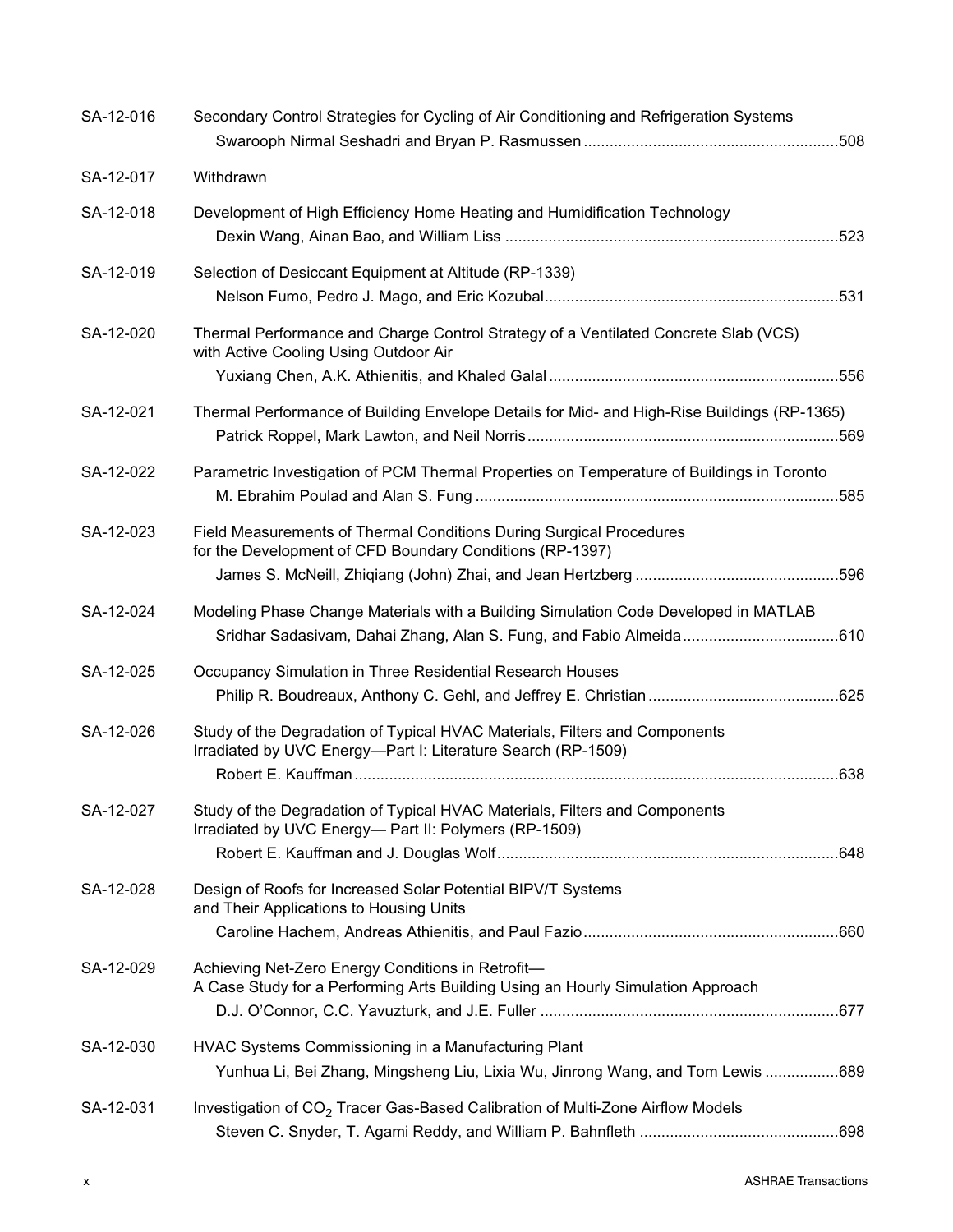| | | |
|---|---|---|
| SA-12-016 | Secondary Control Strategies for Cycling of Air Conditioning and Refrigeration Systems<br>Swarooph Nirmal Seshadri and Bryan P. Rasmussen | 508 |
| SA-12-017 | Withdrawn | |
| SA-12-018 | Development of High Efficiency Home Heating and Humidification Technology<br>Dexin Wang, Ainan Bao, and William Liss | 523 |
| SA-12-019 | Selection of Desiccant Equipment at Altitude (RP-1339)<br>Nelson Fumo, Pedro J. Mago, and Eric Kozubal | 531 |
| SA-12-020 | Thermal Performance and Charge Control Strategy of a Ventilated Concrete Slab (VCS) with Active Cooling Using Outdoor Air<br>Yuxiang Chen, A.K. Athienitis, and Khaled Galal | 556 |
| SA-12-021 | Thermal Performance of Building Envelope Details for Mid- and High-Rise Buildings (RP-1365)<br>Patrick Roppel, Mark Lawton, and Neil Norris | 569 |
| SA-12-022 | Parametric Investigation of PCM Thermal Properties on Temperature of Buildings in Toronto<br>M. Ebrahim Poulad and Alan S. Fung | 585 |
| SA-12-023 | Field Measurements of Thermal Conditions During Surgical Procedures for the Development of CFD Boundary Conditions (RP-1397)<br>James S. McNeill, Zhiqiang (John) Zhai, and Jean Hertzberg | 596 |
| SA-12-024 | Modeling Phase Change Materials with a Building Simulation Code Developed in MATLAB<br>Sridhar Sadasivam, Dahai Zhang, Alan S. Fung, and Fabio Almeida | 610 |
| SA-12-025 | Occupancy Simulation in Three Residential Research Houses<br>Philip R. Boudreaux, Anthony C. Gehl, and Jeffrey E. Christian | 625 |
| SA-12-026 | Study of the Degradation of Typical HVAC Materials, Filters and Components Irradiated by UVC Energy—Part I: Literature Search (RP-1509)<br>Robert E. Kauffman | 638 |
| SA-12-027 | Study of the Degradation of Typical HVAC Materials, Filters and Components Irradiated by UVC Energy— Part II: Polymers (RP-1509)<br>Robert E. Kauffman and J. Douglas Wolf | 648 |
| SA-12-028 | Design of Roofs for Increased Solar Potential BIPV/T Systems and Their Applications to Housing Units<br>Caroline Hachem, Andreas Athienitis, and Paul Fazio | 660 |
| SA-12-029 | Achieving Net-Zero Energy Conditions in Retrofit—A Case Study for a Performing Arts Building Using an Hourly Simulation Approach<br>D.J. O'Connor, C.C. Yavuzturk, and J.E. Fuller | 677 |
| SA-12-030 | HVAC Systems Commissioning in a Manufacturing Plant<br>Yunhua Li, Bei Zhang, Mingsheng Liu, Lixia Wu, Jinrong Wang, and Tom Lewis | 689 |
| SA-12-031 | Investigation of $CO_2$ Tracer Gas-Based Calibration of Multi-Zone Airflow Models<br>Steven C. Snyder, T. Agami Reddy, and William P. Bahnfleth | 698 |